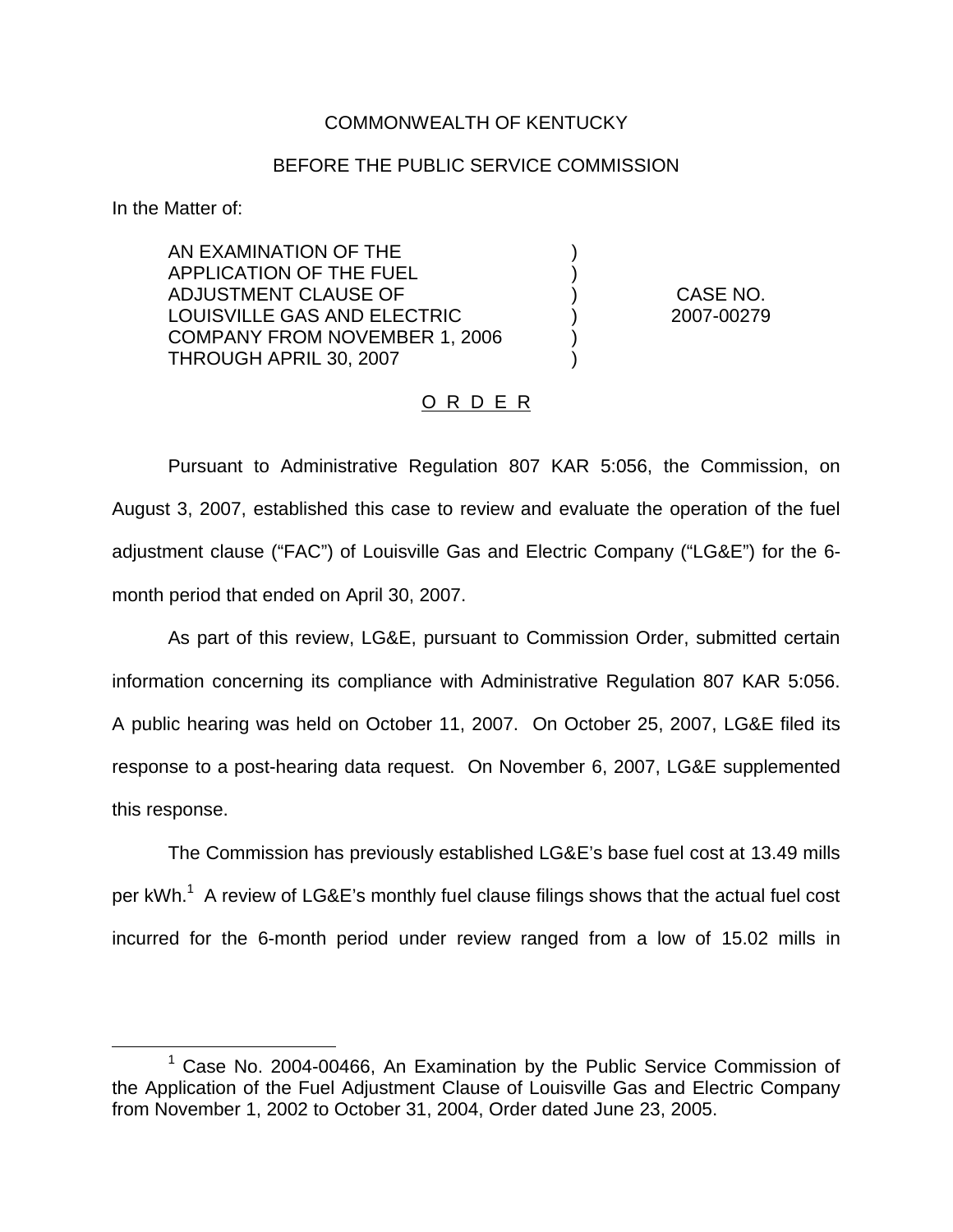COMMONWEALTH OF KENTUCKY

BEFORE THE PUBLIC SERVICE COMMISSION

In the Matter of:

| | | |
|---|---|---|
| AN EXAMINATION OF THE APPLICATION OF THE FUEL ADJUSTMENT CLAUSE OF LOUISVILLE GAS AND ELECTRIC COMPANY FROM NOVEMBER 1, 2006 THROUGH APRIL 30, 2007 | ) | CASE NO. 2007-00279 |

O R D E R

Pursuant to Administrative Regulation 807 KAR 5:056, the Commission, on August 3, 2007, established this case to review and evaluate the operation of the fuel adjustment clause ("FAC") of Louisville Gas and Electric Company ("LG&E") for the 6-month period that ended on April 30, 2007.

As part of this review, LG&E, pursuant to Commission Order, submitted certain information concerning its compliance with Administrative Regulation 807 KAR 5:056. A public hearing was held on October 11, 2007. On October 25, 2007, LG&E filed its response to a post-hearing data request. On November 6, 2007, LG&E supplemented this response.

The Commission has previously established LG&E's base fuel cost at 13.49 mills per kWh.[1] A review of LG&E's monthly fuel clause filings shows that the actual fuel cost incurred for the 6-month period under review ranged from a low of 15.02 mills in

[1] Case No. 2004-00466, An Examination by the Public Service Commission of the Application of the Fuel Adjustment Clause of Louisville Gas and Electric Company from November 1, 2002 to October 31, 2004, Order dated June 23, 2005.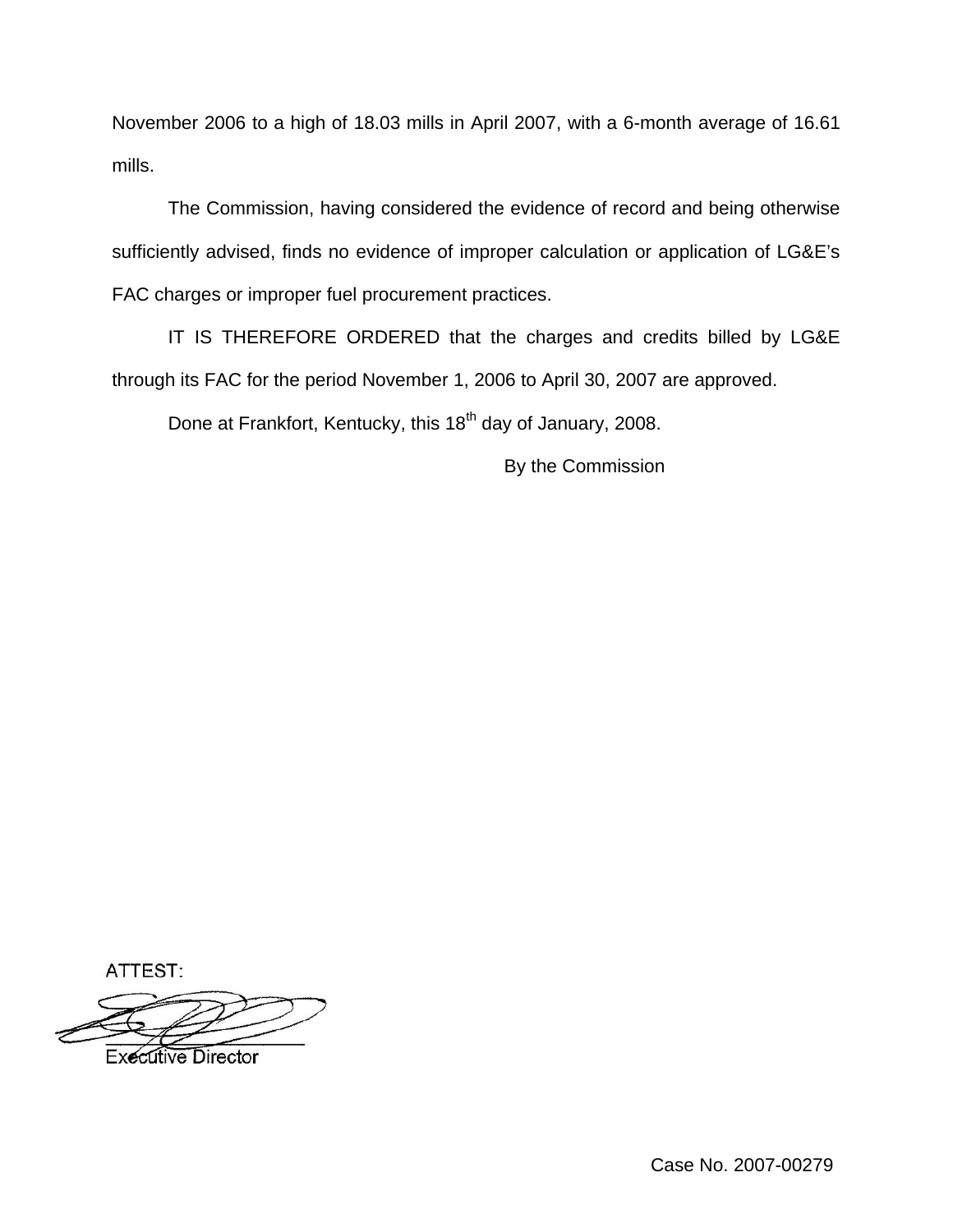November 2006 to a high of 18.03 mills in April 2007, with a 6-month average of 16.61 mills.

The Commission, having considered the evidence of record and being otherwise sufficiently advised, finds no evidence of improper calculation or application of LG&E's FAC charges or improper fuel procurement practices.

IT IS THEREFORE ORDERED that the charges and credits billed by LG&E through its FAC for the period November 1, 2006 to April 30, 2007 are approved.

Done at Frankfort, Kentucky, this 18th day of January, 2008.

By the Commission

ATTEST:

Executive Director

Case No. 2007-00279